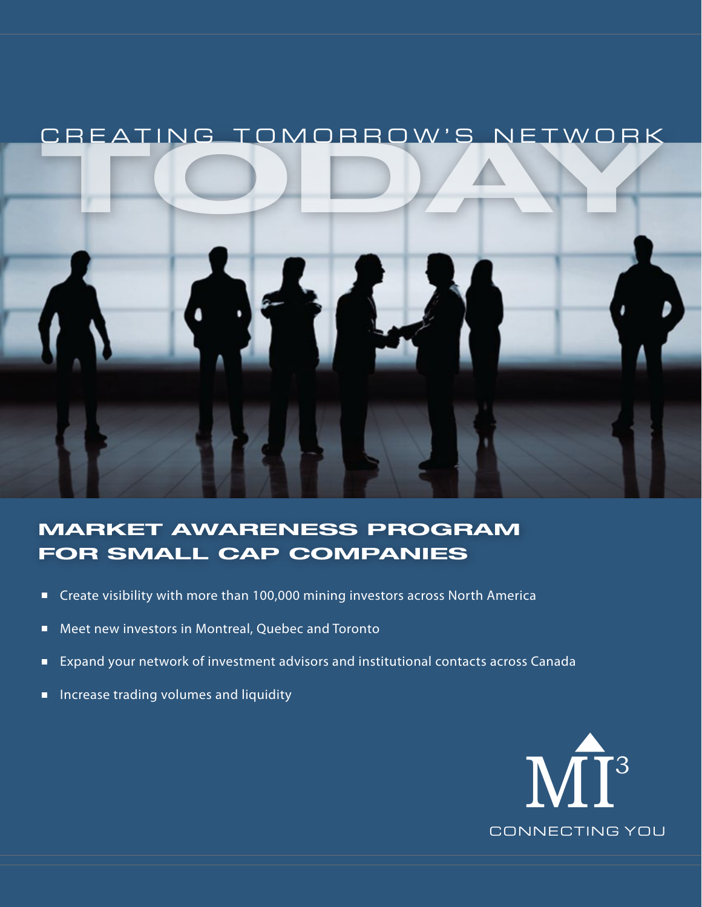# CREATING TOMORROW'S NETWORK TODAY

## MARKET AWARENESS PROGRAM FOR SMALL CAP COMPANIES

- Create visibility with more than 100,000 mining investors across North America
- Meet new investors in Montreal, Quebec and Toronto
- Expand your network of investment advisors and institutional contacts across Canada
- Increase trading volumes and liquidity

MI³

CONNECTING YOU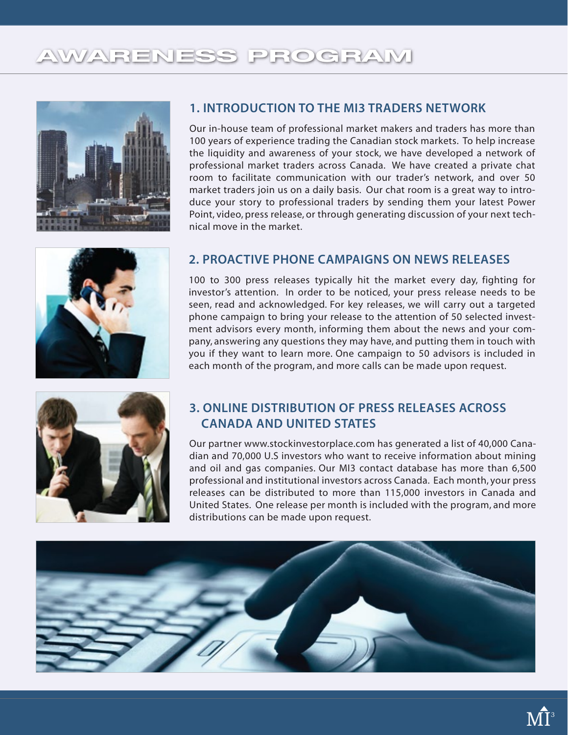# AWARENESS PROGRAM

## 1. INTRODUCTION TO THE MI3 TRADERS NETWORK

Our in-house team of professional market makers and traders has more than 100 years of experience trading the Canadian stock markets. To help increase the liquidity and awareness of your stock, we have developed a network of professional market traders across Canada. We have created a private chat room to facilitate communication with our trader's network, and over 50 market traders join us on a daily basis. Our chat room is a great way to introduce your story to professional traders by sending them your latest Power Point, video, press release, or through generating discussion of your next technical move in the market.

## 2. PROACTIVE PHONE CAMPAIGNS ON NEWS RELEASES

100 to 300 press releases typically hit the market every day, fighting for investor's attention. In order to be noticed, your press release needs to be seen, read and acknowledged. For key releases, we will carry out a targeted phone campaign to bring your release to the attention of 50 selected investment advisors every month, informing them about the news and your company, answering any questions they may have, and putting them in touch with you if they want to learn more. One campaign to 50 advisors is included in each month of the program, and more calls can be made upon request.

## 3. ONLINE DISTRIBUTION OF PRESS RELEASES ACROSS CANADA AND UNITED STATES

Our partner www.stockinvestorplace.com has generated a list of 40,000 Canadian and 70,000 U.S investors who want to receive information about mining and oil and gas companies. Our MI3 contact database has more than 6,500 professional and institutional investors across Canada. Each month, your press releases can be distributed to more than 115,000 investors in Canada and United States. One release per month is included with the program, and more distributions can be made upon request.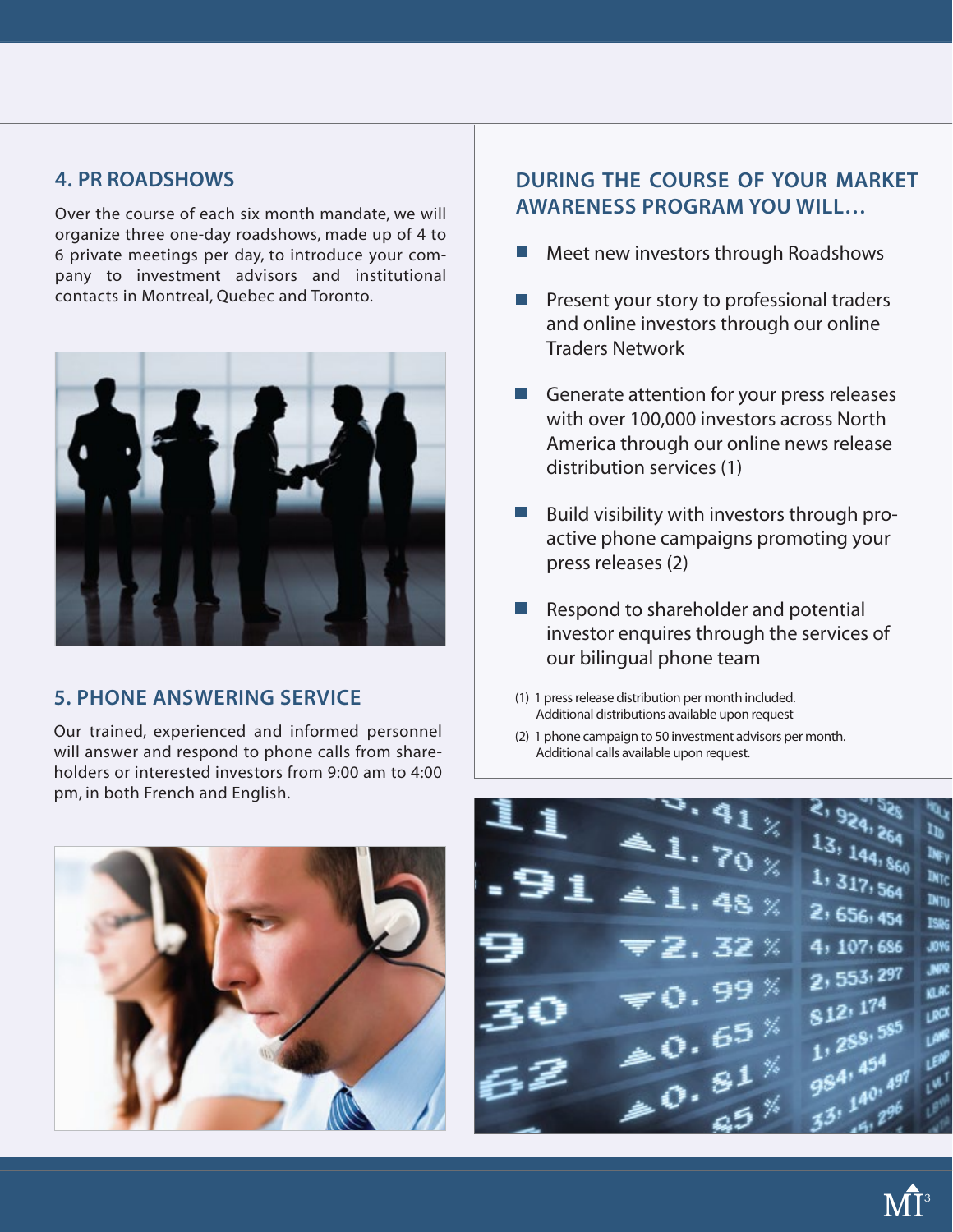## 4. PR ROADSHOWS

Over the course of each six month mandate, we will organize three one-day roadshows, made up of 4 to 6 private meetings per day, to introduce your company to investment advisors and institutional contacts in Montreal, Quebec and Toronto.

## 5. PHONE ANSWERING SERVICE

Our trained, experienced and informed personnel will answer and respond to phone calls from shareholders or interested investors from 9:00 am to 4:00 pm, in both French and English.

## DURING THE COURSE OF YOUR MARKET AWARENESS PROGRAM YOU WILL…

- Meet new investors through Roadshows
- Present your story to professional traders and online investors through our online Traders Network
- Generate attention for your press releases with over 100,000 investors across North America through our online news release distribution services (1)
- Build visibility with investors through pro-active phone campaigns promoting your press releases (2)
- Respond to shareholder and potential investor enquires through the services of our bilingual phone team

(1) 1 press release distribution per month included. Additional distributions available upon request

(2) 1 phone campaign to 50 investment advisors per month. Additional calls available upon request.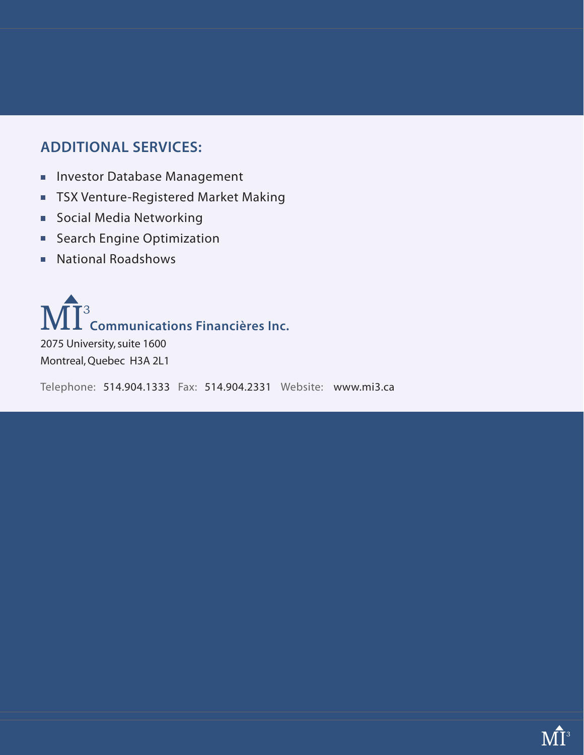## ADDITIONAL SERVICES:

- Investor Database Management
- TSX Venture-Registered Market Making
- Social Media Networking
- Search Engine Optimization
- National Roadshows

MI3 **Communications Financières Inc.**

2075 University, suite 1600
Montreal, Quebec H3A 2L1

Telephone: 514.904.1333 Fax: 514.904.2331 Website: www.mi3.ca